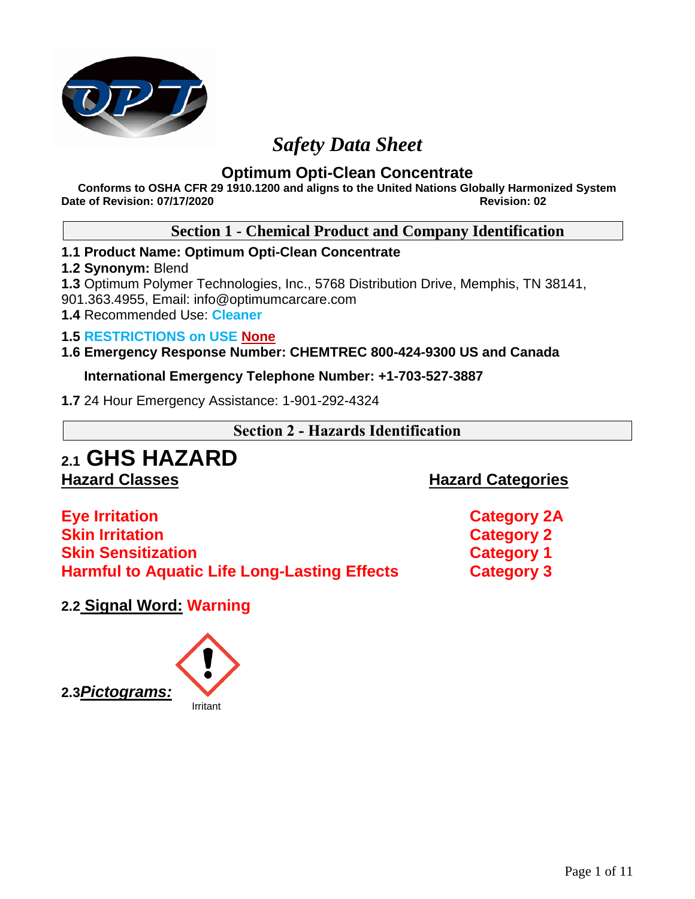# *Safety Data Sheet*

## Optimum Opti-Clean Concentrate

**Conforms to OSHA CFR 29 1910.1200 and aligns to the United Nations Globally Harmonized System**
**Date of Revision: 07/17/2020** **Revision: 02**

## Section 1 - Chemical Product and Company Identification

**1.1 Product Name: Optimum Opti-Clean Concentrate**
**1.2 Synonym:** Blend
**1.3** Optimum Polymer Technologies, Inc., 5768 Distribution Drive, Memphis, TN 38141, 901.363.4955, Email: info@optimumcarcare.com
**1.4** Recommended Use: **Cleaner**

**1.5 RESTRICTIONS on USE None**
**1.6 Emergency Response Number: CHEMTREC 800-424-9300 US and Canada**

**International Emergency Telephone Number: +1-703-527-3887**

**1.7** 24 Hour Emergency Assistance: 1-901-292-4324

## Section 2 - Hazards Identification

### 2.1 GHS HAZARD

| Hazard Classes | Hazard Categories |
|---|---|
| **Eye Irritation** | **Category 2A** |
| **Skin Irritation** | **Category 2** |
| **Skin Sensitization** | **Category 1** |
| **Harmful to Aquatic Life Long-Lasting Effects** | **Category 3** |

**2.2 Signal Word: Warning**

**2.3 *Pictograms:***

Irritant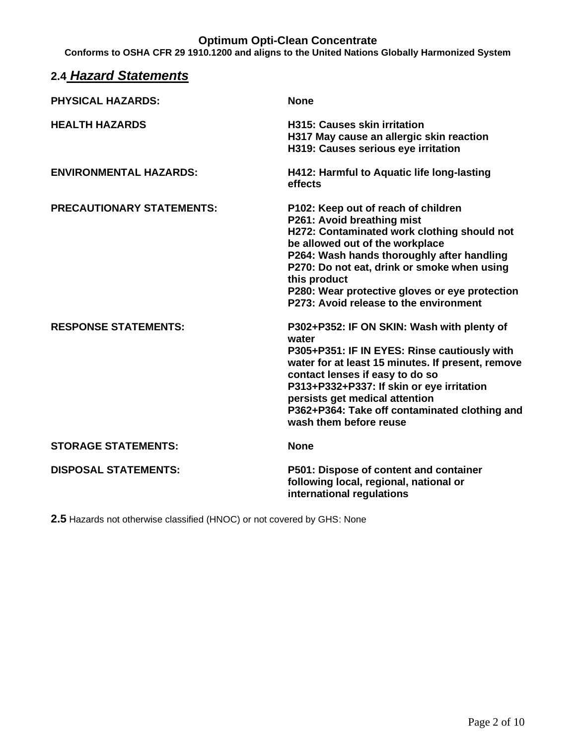**Optimum Opti-Clean Concentrate**

**Conforms to OSHA CFR 29 1910.1200 and aligns to the United Nations Globally Harmonized System**

## 2.4 *Hazard Statements*

| | |
|---|---|
| **PHYSICAL HAZARDS:** | **None** |
| **HEALTH HAZARDS** | **H315: Causes skin irritation**<br>**H317 May cause an allergic skin reaction**<br>**H319: Causes serious eye irritation** |
| **ENVIRONMENTAL HAZARDS:** | **H412: Harmful to Aquatic life long-lasting effects** |
| **PRECAUTIONARY STATEMENTS:** | **P102: Keep out of reach of children**<br>**P261: Avoid breathing mist**<br>**H272: Contaminated work clothing should not be allowed out of the workplace**<br>**P264: Wash hands thoroughly after handling**<br>**P270: Do not eat, drink or smoke when using this product**<br>**P280: Wear protective gloves or eye protection**<br>**P273: Avoid release to the environment** |
| **RESPONSE STATEMENTS:** | **P302+P352: IF ON SKIN: Wash with plenty of water**<br>**P305+P351: IF IN EYES: Rinse cautiously with water for at least 15 minutes. If present, remove contact lenses if easy to do so**<br>**P313+P332+P337: If skin or eye irritation persists get medical attention**<br>**P362+P364: Take off contaminated clothing and wash them before reuse** |
| **STORAGE STATEMENTS:** | **None** |
| **DISPOSAL STATEMENTS:** | **P501: Dispose of content and container following local, regional, national or international regulations** |

**2.5** Hazards not otherwise classified (HNOC) or not covered by GHS: None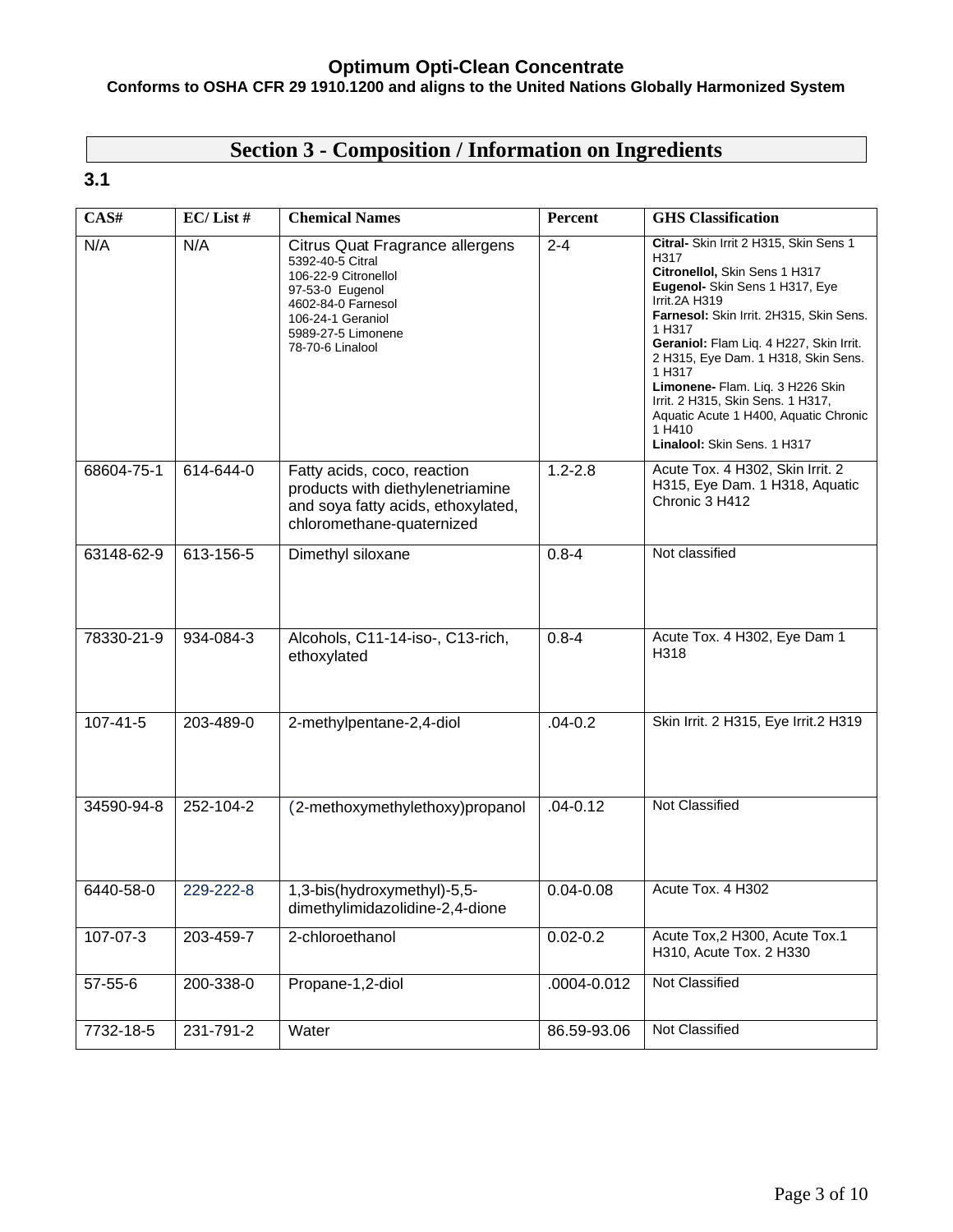## Section 3 - Composition / Information on Ingredients

**3.1**

| CAS# | EC/ List # | Chemical Names | Percent | GHS Classification |
|---|---|---|---|---|
| N/A | N/A | Citrus Quat Fragrance allergens<br>5392-40-5 Citral<br>106-22-9 Citronellol<br>97-53-0 Eugenol<br>4602-84-0 Farnesol<br>106-24-1 Geraniol<br>5989-27-5 Limonene<br>78-70-6 Linalool | 2-4 | **Citral-** Skin Irrit 2 H315, Skin Sens 1 H317<br>**Citronellol,** Skin Sens 1 H317<br>**Eugenol-** Skin Sens 1 H317, Eye Irrit.2A H319<br>**Farnesol:** Skin Irrit. 2H315, Skin Sens. 1 H317<br>**Geraniol:** Flam Liq. 4 H227, Skin Irrit. 2 H315, Eye Dam. 1 H318, Skin Sens. 1 H317<br>**Limonene-** Flam. Liq. 3 H226 Skin Irrit. 2 H315, Skin Sens. 1 H317, Aquatic Acute 1 H400, Aquatic Chronic 1 H410<br>**Linalool:** Skin Sens. 1 H317 |
| 68604-75-1 | 614-644-0 | Fatty acids, coco, reaction products with diethylenetriamine and soya fatty acids, ethoxylated, chloromethane-quaternized | 1.2-2.8 | Acute Tox. 4 H302, Skin Irrit. 2 H315, Eye Dam. 1 H318, Aquatic Chronic 3 H412 |
| 63148-62-9 | 613-156-5 | Dimethyl siloxane | 0.8-4 | Not classified |
| 78330-21-9 | 934-084-3 | Alcohols, C11-14-iso-, C13-rich, ethoxylated | 0.8-4 | Acute Tox. 4 H302, Eye Dam 1 H318 |
| 107-41-5 | 203-489-0 | 2-methylpentane-2,4-diol | .04-0.2 | Skin Irrit. 2 H315, Eye Irrit.2 H319 |
| 34590-94-8 | 252-104-2 | (2-methoxymethylethoxy)propanol | .04-0.12 | Not Classified |
| 6440-58-0 | 229-222-8 | 1,3-bis(hydroxymethyl)-5,5-dimethylimidazolidine-2,4-dione | 0.04-0.08 | Acute Tox. 4 H302 |
| 107-07-3 | 203-459-7 | 2-chloroethanol | 0.02-0.2 | Acute Tox,2 H300, Acute Tox.1 H310, Acute Tox. 2 H330 |
| 57-55-6 | 200-338-0 | Propane-1,2-diol | .0004-0.012 | Not Classified |
| 7732-18-5 | 231-791-2 | Water | 86.59-93.06 | Not Classified |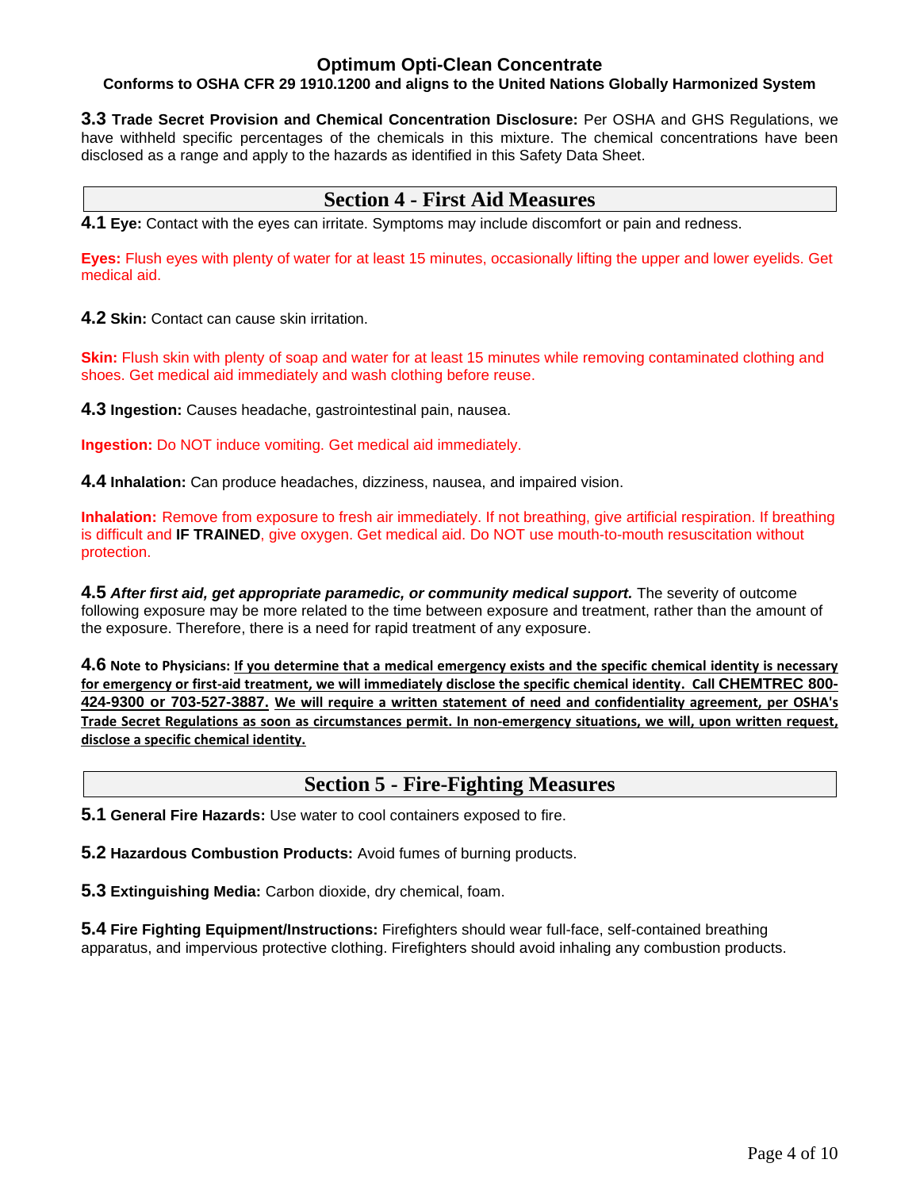**3.3 Trade Secret Provision and Chemical Concentration Disclosure:** Per OSHA and GHS Regulations, we have withheld specific percentages of the chemicals in this mixture. The chemical concentrations have been disclosed as a range and apply to the hazards as identified in this Safety Data Sheet.

## Section 4 - First Aid Measures

**4.1 Eye:** Contact with the eyes can irritate. Symptoms may include discomfort or pain and redness.

**Eyes:** Flush eyes with plenty of water for at least 15 minutes, occasionally lifting the upper and lower eyelids. Get medical aid.

**4.2 Skin:** Contact can cause skin irritation.

**Skin:** Flush skin with plenty of soap and water for at least 15 minutes while removing contaminated clothing and shoes. Get medical aid immediately and wash clothing before reuse.

**4.3 Ingestion:** Causes headache, gastrointestinal pain, nausea.

**Ingestion:** Do NOT induce vomiting. Get medical aid immediately.

**4.4 Inhalation:** Can produce headaches, dizziness, nausea, and impaired vision.

**Inhalation:** Remove from exposure to fresh air immediately. If not breathing, give artificial respiration. If breathing is difficult and **IF TRAINED**, give oxygen. Get medical aid. Do NOT use mouth-to-mouth resuscitation without protection.

**4.5** ***After first aid, get appropriate paramedic, or community medical support.*** The severity of outcome following exposure may be more related to the time between exposure and treatment, rather than the amount of the exposure. Therefore, there is a need for rapid treatment of any exposure.

**4.6 Note to Physicians:** **If you determine that a medical emergency exists and the specific chemical identity is necessary for emergency or first-aid treatment, we will immediately disclose the specific chemical identity. Call CHEMTREC 800-424-9300 or 703-527-3887. We will require a written statement of need and confidentiality agreement, per OSHA's Trade Secret Regulations as soon as circumstances permit. In non-emergency situations, we will, upon written request, disclose a specific chemical identity.**

## Section 5 - Fire-Fighting Measures

**5.1 General Fire Hazards:** Use water to cool containers exposed to fire.

**5.2 Hazardous Combustion Products:** Avoid fumes of burning products.

**5.3 Extinguishing Media:** Carbon dioxide, dry chemical, foam.

**5.4 Fire Fighting Equipment/Instructions:** Firefighters should wear full-face, self-contained breathing apparatus, and impervious protective clothing. Firefighters should avoid inhaling any combustion products.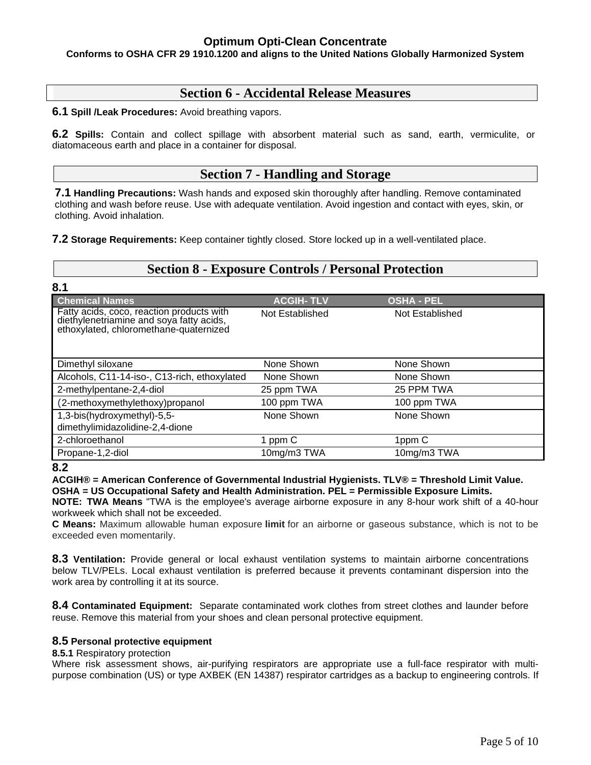**Optimum Opti-Clean Concentrate**
**Conforms to OSHA CFR 29 1910.1200 and aligns to the United Nations Globally Harmonized System**

## Section 6 - Accidental Release Measures

**6.1 Spill /Leak Procedures:** Avoid breathing vapors.

**6.2 Spills:** Contain and collect spillage with absorbent material such as sand, earth, vermiculite, or diatomaceous earth and place in a container for disposal.

## Section 7 - Handling and Storage

**7.1 Handling Precautions:** Wash hands and exposed skin thoroughly after handling. Remove contaminated clothing and wash before reuse. Use with adequate ventilation. Avoid ingestion and contact with eyes, skin, or clothing. Avoid inhalation.

**7.2 Storage Requirements:** Keep container tightly closed. Store locked up in a well-ventilated place.

## Section 8 - Exposure Controls / Personal Protection

**8.1**

| Chemical Names | ACGIH- TLV | OSHA - PEL |
|---|---|---|
| Fatty acids, coco, reaction products with diethylenetriamine and soya fatty acids, ethoxylated, chloromethane-quaternized | Not Established | Not Established |
| Dimethyl siloxane | None Shown | None Shown |
| Alcohols, C11-14-iso-, C13-rich, ethoxylated | None Shown | None Shown |
| 2-methylpentane-2,4-diol | 25 ppm TWA | 25 PPM TWA |
| (2-methoxymethylethoxy)propanol | 100 ppm TWA | 100 ppm TWA |
| 1,3-bis(hydroxymethyl)-5,5-dimethylimidazolidine-2,4-dione | None Shown | None Shown |
| 2-chloroethanol | 1 ppm C | 1ppm C |
| Propane-1,2-diol | 10mg/m3 TWA | 10mg/m3 TWA |

**8.2**

**ACGIH® = American Conference of Governmental Industrial Hygienists. TLV® = Threshold Limit Value. OSHA = US Occupational Safety and Health Administration. PEL = Permissible Exposure Limits.**

**NOTE: TWA Means** "TWA is the employee's average airborne exposure in any 8-hour work shift of a 40-hour workweek which shall not be exceeded.

**C Means:** Maximum allowable human exposure **limit** for an airborne or gaseous substance, which is not to be exceeded even momentarily.

**8.3 Ventilation:** Provide general or local exhaust ventilation systems to maintain airborne concentrations below TLV/PELs. Local exhaust ventilation is preferred because it prevents contaminant dispersion into the work area by controlling it at its source.

**8.4 Contaminated Equipment:** Separate contaminated work clothes from street clothes and launder before reuse. Remove this material from your shoes and clean personal protective equipment.

**8.5 Personal protective equipment**

**8.5.1** Respiratory protection

Where risk assessment shows, air-purifying respirators are appropriate use a full-face respirator with multi-purpose combination (US) or type AXBEK (EN 14387) respirator cartridges as a backup to engineering controls. If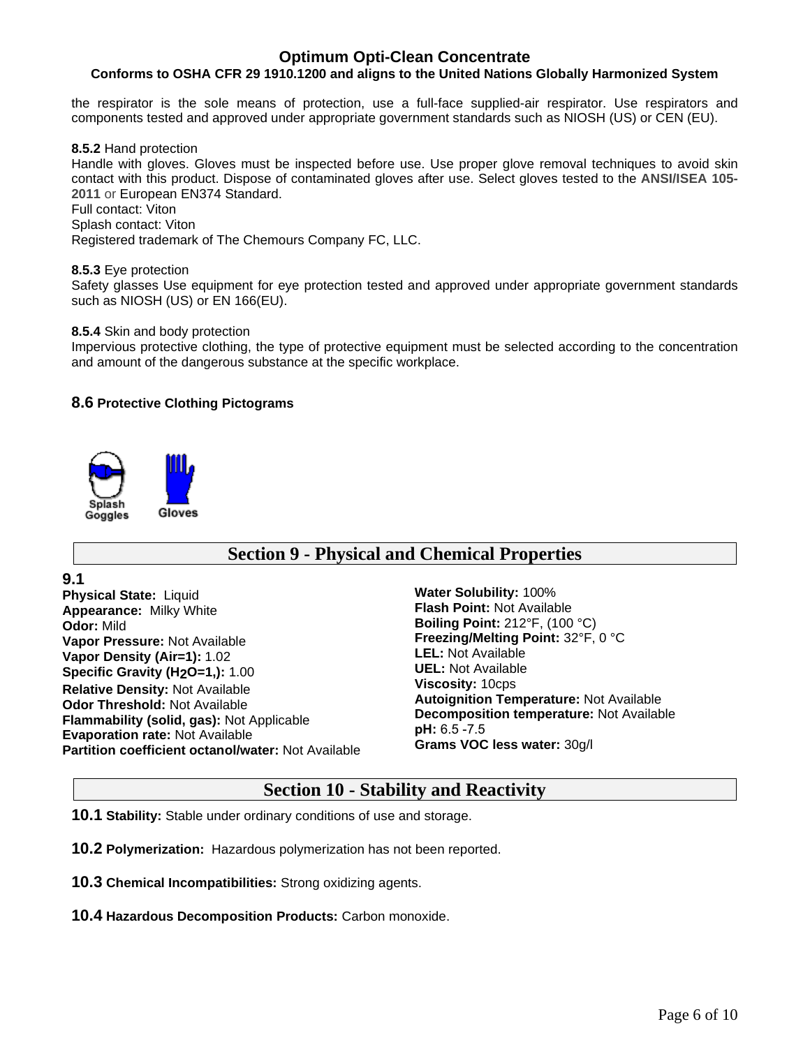the respirator is the sole means of protection, use a full-face supplied-air respirator. Use respirators and components tested and approved under appropriate government standards such as NIOSH (US) or CEN (EU).

**8.5.2** Hand protection
Handle with gloves. Gloves must be inspected before use. Use proper glove removal techniques to avoid skin contact with this product. Dispose of contaminated gloves after use. Select gloves tested to the **ANSI/ISEA 105-2011** or European EN374 Standard.
Full contact: Viton
Splash contact: Viton
Registered trademark of The Chemours Company FC, LLC.

**8.5.3** Eye protection
Safety glasses Use equipment for eye protection tested and approved under appropriate government standards such as NIOSH (US) or EN 166(EU).

**8.5.4** Skin and body protection
Impervious protective clothing, the type of protective equipment must be selected according to the concentration and amount of the dangerous substance at the specific workplace.

### 8.6 Protective Clothing Pictograms

Splash Goggles    Gloves

## Section 9 - Physical and Chemical Properties

**9.1**

**Physical State:** Liquid
**Appearance:** Milky White
**Odor:** Mild
**Vapor Pressure:** Not Available
**Vapor Density (Air=1):** 1.02
**Specific Gravity ($H_2O$=1,):** 1.00
**Relative Density:** Not Available
**Odor Threshold:** Not Available
**Flammability (solid, gas):** Not Applicable
**Evaporation rate:** Not Available
**Partition coefficient octanol/water:** Not Available
**Water Solubility:** 100%
**Flash Point:** Not Available
**Boiling Point:** 212°F, (100 °C)
**Freezing/Melting Point:** 32°F, 0 °C
**LEL:** Not Available
**UEL:** Not Available
**Viscosity:** 10cps
**Autoignition Temperature:** Not Available
**Decomposition temperature:** Not Available
**pH:** 6.5 -7.5
**Grams VOC less water:** 30g/l

## Section 10 - Stability and Reactivity

**10.1 Stability:** Stable under ordinary conditions of use and storage.

**10.2 Polymerization:** Hazardous polymerization has not been reported.

**10.3 Chemical Incompatibilities:** Strong oxidizing agents.

**10.4 Hazardous Decomposition Products:** Carbon monoxide.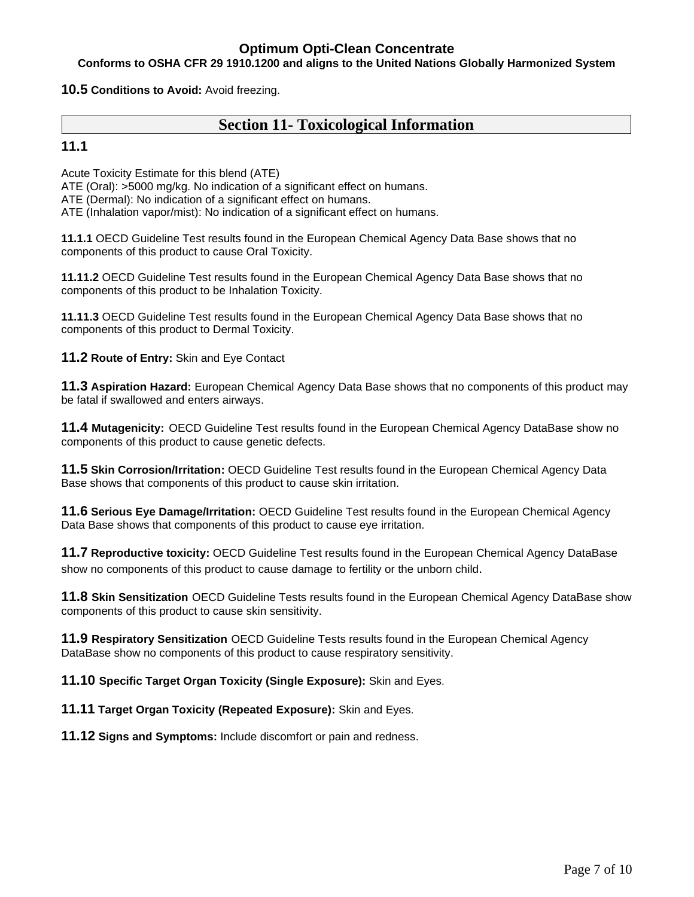**10.5 Conditions to Avoid:** Avoid freezing.

## Section 11- Toxicological Information

**11.1**

Acute Toxicity Estimate for this blend (ATE)
ATE (Oral): >5000 mg/kg. No indication of a significant effect on humans.
ATE (Dermal): No indication of a significant effect on humans.
ATE (Inhalation vapor/mist): No indication of a significant effect on humans.

**11.1.1** OECD Guideline Test results found in the European Chemical Agency Data Base shows that no components of this product to cause Oral Toxicity.

**11.11.2** OECD Guideline Test results found in the European Chemical Agency Data Base shows that no components of this product to be Inhalation Toxicity.

**11.11.3** OECD Guideline Test results found in the European Chemical Agency Data Base shows that no components of this product to Dermal Toxicity.

**11.2 Route of Entry:** Skin and Eye Contact

**11.3 Aspiration Hazard:** European Chemical Agency Data Base shows that no components of this product may be fatal if swallowed and enters airways.

**11.4 Mutagenicity:** OECD Guideline Test results found in the European Chemical Agency DataBase show no components of this product to cause genetic defects.

**11.5 Skin Corrosion/Irritation:** OECD Guideline Test results found in the European Chemical Agency Data Base shows that components of this product to cause skin irritation.

**11.6 Serious Eye Damage/Irritation:** OECD Guideline Test results found in the European Chemical Agency Data Base shows that components of this product to cause eye irritation.

**11.7 Reproductive toxicity:** OECD Guideline Test results found in the European Chemical Agency DataBase show no components of this product to cause damage to fertility or the unborn child.

**11.8 Skin Sensitization** OECD Guideline Tests results found in the European Chemical Agency DataBase show components of this product to cause skin sensitivity.

**11.9 Respiratory Sensitization** OECD Guideline Tests results found in the European Chemical Agency DataBase show no components of this product to cause respiratory sensitivity.

**11.10 Specific Target Organ Toxicity (Single Exposure):** Skin and Eyes.

**11.11 Target Organ Toxicity (Repeated Exposure):** Skin and Eyes.

**11.12 Signs and Symptoms:** Include discomfort or pain and redness.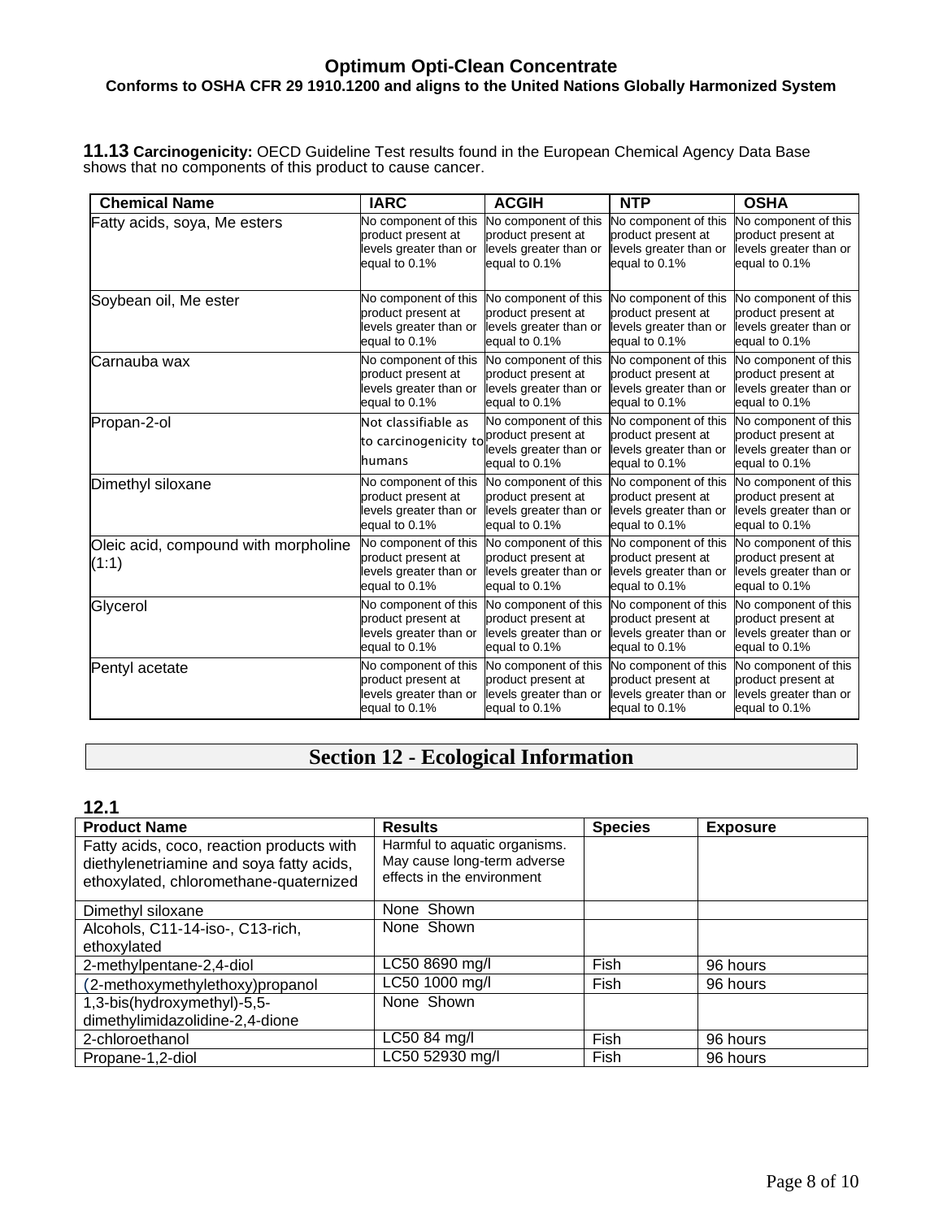**11.13 Carcinogenicity:** OECD Guideline Test results found in the European Chemical Agency Data Base shows that no components of this product to cause cancer.

| Chemical Name | IARC | ACGIH | NTP | OSHA |
|---|---|---|---|---|
| Fatty acids, soya, Me esters | No component of this product present at levels greater than or equal to 0.1% | No component of this product present at levels greater than or equal to 0.1% | No component of this product present at levels greater than or equal to 0.1% | No component of this product present at levels greater than or equal to 0.1% |
| Soybean oil, Me ester | No component of this product present at levels greater than or equal to 0.1% | No component of this product present at levels greater than or equal to 0.1% | No component of this product present at levels greater than or equal to 0.1% | No component of this product present at levels greater than or equal to 0.1% |
| Carnauba wax | No component of this product present at levels greater than or equal to 0.1% | No component of this product present at levels greater than or equal to 0.1% | No component of this product present at levels greater than or equal to 0.1% | No component of this product present at levels greater than or equal to 0.1% |
| Propan-2-ol | Not classifiable as to carcinogenicity to humans | No component of this product present at levels greater than or equal to 0.1% | No component of this product present at levels greater than or equal to 0.1% | No component of this product present at levels greater than or equal to 0.1% |
| Dimethyl siloxane | No component of this product present at levels greater than or equal to 0.1% | No component of this product present at levels greater than or equal to 0.1% | No component of this product present at levels greater than or equal to 0.1% | No component of this product present at levels greater than or equal to 0.1% |
| Oleic acid, compound with morpholine (1:1) | No component of this product present at levels greater than or equal to 0.1% | No component of this product present at levels greater than or equal to 0.1% | No component of this product present at levels greater than or equal to 0.1% | No component of this product present at levels greater than or equal to 0.1% |
| Glycerol | No component of this product present at levels greater than or equal to 0.1% | No component of this product present at levels greater than or equal to 0.1% | No component of this product present at levels greater than or equal to 0.1% | No component of this product present at levels greater than or equal to 0.1% |
| Pentyl acetate | No component of this product present at levels greater than or equal to 0.1% | No component of this product present at levels greater than or equal to 0.1% | No component of this product present at levels greater than or equal to 0.1% | No component of this product present at levels greater than or equal to 0.1% |

## Section 12 - Ecological Information

### 12.1

| Product Name | Results | Species | Exposure |
|---|---|---|---|
| Fatty acids, coco, reaction products with diethylenetriamine and soya fatty acids, ethoxylated, chloromethane-quaternized | Harmful to aquatic organisms. May cause long-term adverse effects in the environment | | |
| Dimethyl siloxane | None Shown | | |
| Alcohols, C11-14-iso-, C13-rich, ethoxylated | None Shown | | |
| 2-methylpentane-2,4-diol | LC50 8690 mg/l | Fish | 96 hours |
| (2-methoxymethylethoxy)propanol | LC50 1000 mg/l | Fish | 96 hours |
| 1,3-bis(hydroxymethyl)-5,5-dimethylimidazolidine-2,4-dione | None Shown | | |
| 2-chloroethanol | LC50 84 mg/l | Fish | 96 hours |
| Propane-1,2-diol | LC50 52930 mg/l | Fish | 96 hours |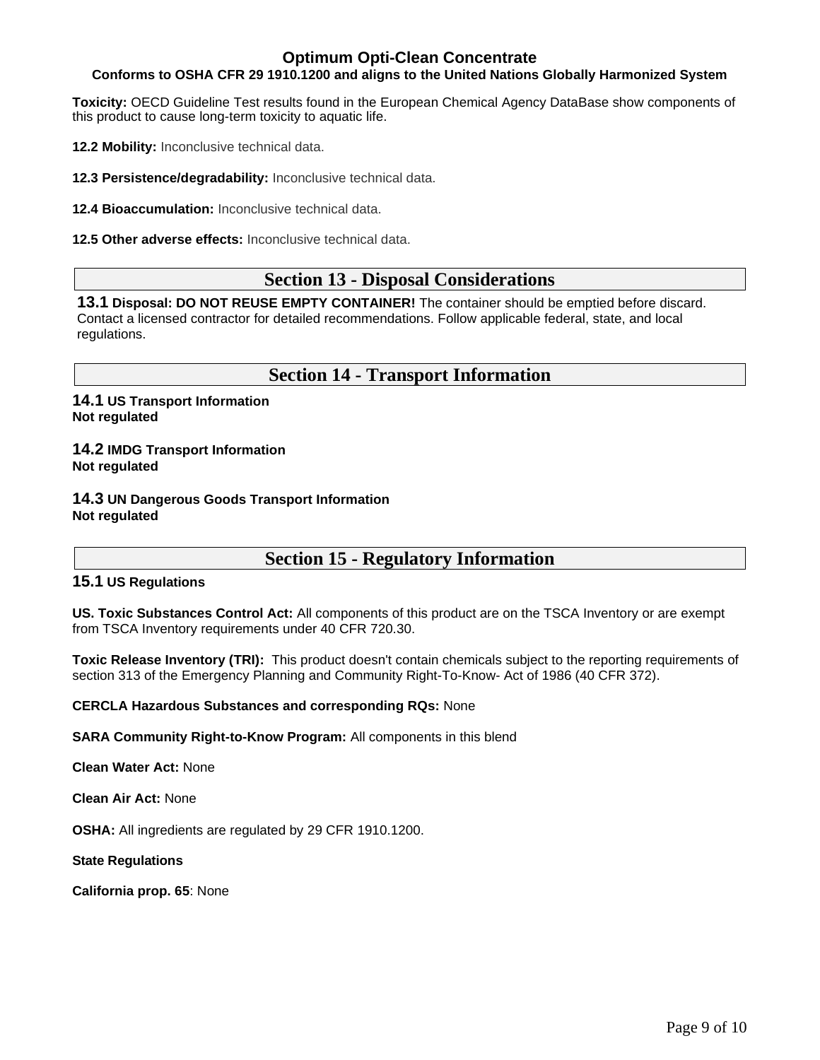**Toxicity:** OECD Guideline Test results found in the European Chemical Agency DataBase show components of this product to cause long-term toxicity to aquatic life.

**12.2 Mobility:** Inconclusive technical data.

**12.3 Persistence/degradability:** Inconclusive technical data.

**12.4 Bioaccumulation:** Inconclusive technical data.

**12.5 Other adverse effects:** Inconclusive technical data.

## Section 13 - Disposal Considerations

**13.1 Disposal: DO NOT REUSE EMPTY CONTAINER!** The container should be emptied before discard. Contact a licensed contractor for detailed recommendations. Follow applicable federal, state, and local regulations.

## Section 14 - Transport Information

**14.1 US Transport Information**
**Not regulated**

**14.2 IMDG Transport Information**
**Not regulated**

**14.3 UN Dangerous Goods Transport Information**
**Not regulated**

## Section 15 - Regulatory Information

**15.1 US Regulations**

**US. Toxic Substances Control Act:** All components of this product are on the TSCA Inventory or are exempt from TSCA Inventory requirements under 40 CFR 720.30.

**Toxic Release Inventory (TRI):** This product doesn't contain chemicals subject to the reporting requirements of section 313 of the Emergency Planning and Community Right-To-Know- Act of 1986 (40 CFR 372).

**CERCLA Hazardous Substances and corresponding RQs:** None

**SARA Community Right-to-Know Program:** All components in this blend

**Clean Water Act:** None

**Clean Air Act:** None

**OSHA:** All ingredients are regulated by 29 CFR 1910.1200.

**State Regulations**

**California prop. 65**: None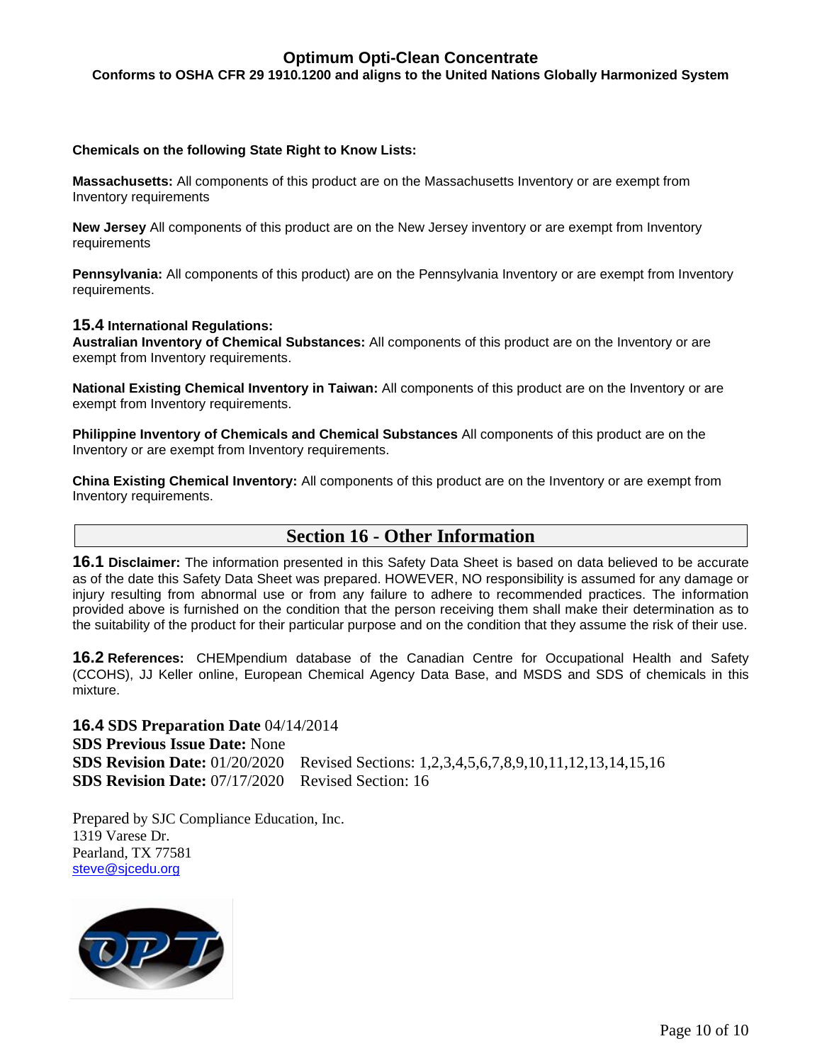**Chemicals on the following State Right to Know Lists:**

**Massachusetts:** All components of this product are on the Massachusetts Inventory or are exempt from Inventory requirements

**New Jersey** All components of this product are on the New Jersey inventory or are exempt from Inventory requirements

**Pennsylvania:** All components of this product) are on the Pennsylvania Inventory or are exempt from Inventory requirements.

**15.4 International Regulations:**
**Australian Inventory of Chemical Substances:** All components of this product are on the Inventory or are exempt from Inventory requirements.

**National Existing Chemical Inventory in Taiwan:** All components of this product are on the Inventory or are exempt from Inventory requirements.

**Philippine Inventory of Chemicals and Chemical Substances** All components of this product are on the Inventory or are exempt from Inventory requirements.

**China Existing Chemical Inventory:** All components of this product are on the Inventory or are exempt from Inventory requirements.

## Section 16 - Other Information

**16.1 Disclaimer:** The information presented in this Safety Data Sheet is based on data believed to be accurate as of the date this Safety Data Sheet was prepared. HOWEVER, NO responsibility is assumed for any damage or injury resulting from abnormal use or from any failure to adhere to recommended practices. The information provided above is furnished on the condition that the person receiving them shall make their determination as to the suitability of the product for their particular purpose and on the condition that they assume the risk of their use.

**16.2 References:** CHEMpendium database of the Canadian Centre for Occupational Health and Safety (CCOHS), JJ Keller online, European Chemical Agency Data Base, and MSDS and SDS of chemicals in this mixture.

**16.4 SDS Preparation Date** 04/14/2014
**SDS Previous Issue Date:** None
**SDS Revision Date:** 01/20/2020 Revised Sections: 1,2,3,4,5,6,7,8,9,10,11,12,13,14,15,16
**SDS Revision Date:** 07/17/2020 Revised Section: 16

Prepared by SJC Compliance Education, Inc.
1319 Varese Dr.
Pearland, TX 77581
steve@sjcedu.org